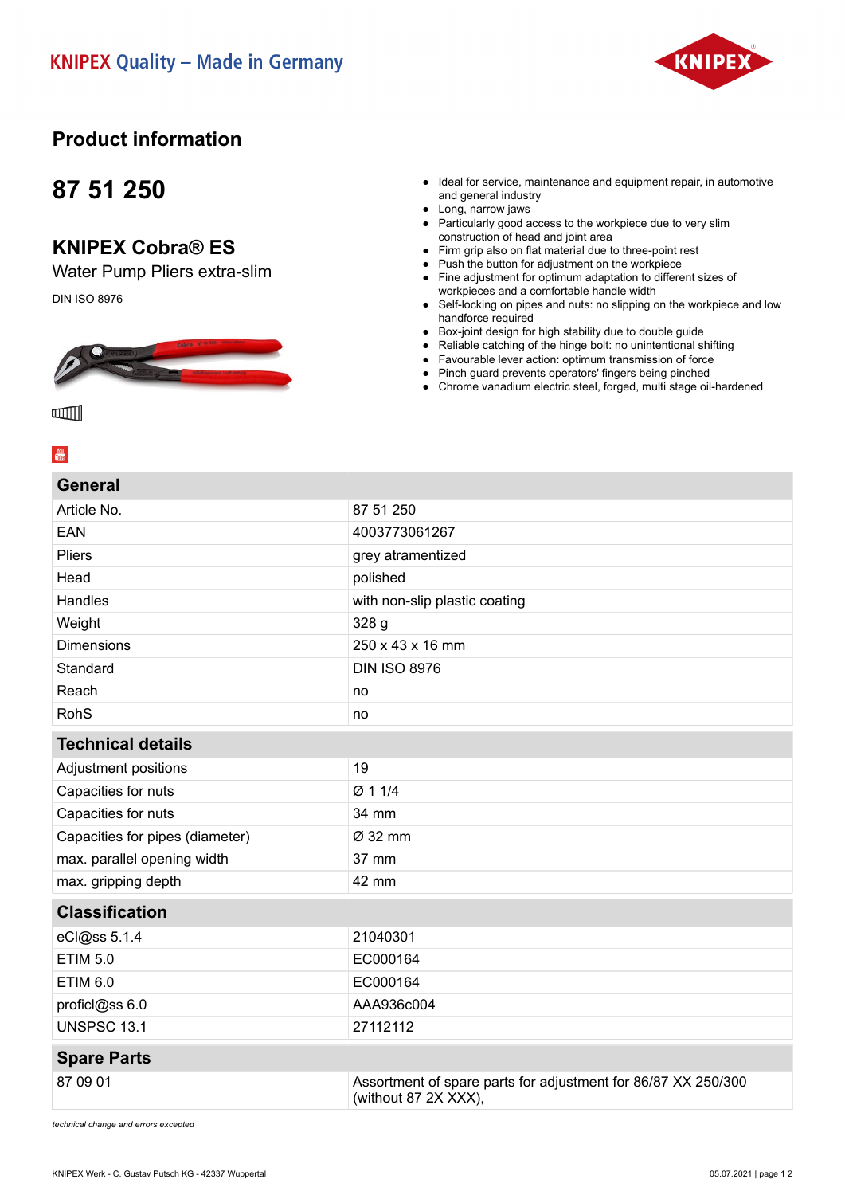KNIPEX Quality – Made in Germany

# Product information

## 87 51 250

## KNIPEX Cobra® ES

Water Pump Pliers extra-slim

DIN ISO 8976

- Ideal for service, maintenance and equipment repair, in automotive and general industry
- Long, narrow jaws
- Particularly good access to the workpiece due to very slim construction of head and joint area
- Firm grip also on flat material due to three-point rest
- Push the button for adjustment on the workpiece
- Fine adjustment for optimum adaptation to different sizes of workpieces and a comfortable handle width
- Self-locking on pipes and nuts: no slipping on the workpiece and low handforce required
- Box-joint design for high stability due to double guide
- Reliable catching of the hinge bolt: no unintentional shifting
- Favourable lever action: optimum transmission of force
- Pinch guard prevents operators' fingers being pinched
- Chrome vanadium electric steel, forged, multi stage oil-hardened

| General | |
|---|---|
| Article No. | 87 51 250 |
| EAN | 4003773061267 |
| Pliers | grey atramentized |
| Head | polished |
| Handles | with non-slip plastic coating |
| Weight | 328 g |
| Dimensions | 250 x 43 x 16 mm |
| Standard | DIN ISO 8976 |
| Reach | no |
| RohS | no |

| Technical details | |
|---|---|
| Adjustment positions | 19 |
| Capacities for nuts | Ø 1 1/4 |
| Capacities for nuts | 34 mm |
| Capacities for pipes (diameter) | Ø 32 mm |
| max. parallel opening width | 37 mm |
| max. gripping depth | 42 mm |

| Classification | |
|---|---|
| eCl@ss 5.1.4 | 21040301 |
| ETIM 5.0 | EC000164 |
| ETIM 6.0 | EC000164 |
| proficl@ss 6.0 | AAA936c004 |
| UNSPSC 13.1 | 27112112 |

| Spare Parts | |
|---|---|
| 87 09 01 | Assortment of spare parts for adjustment for 86/87 XX 250/300 (without 87 2X XXX), |

*technical change and errors excepted*

KNIPEX Werk - C. Gustav Putsch KG - 42337 Wuppertal

05.07.2021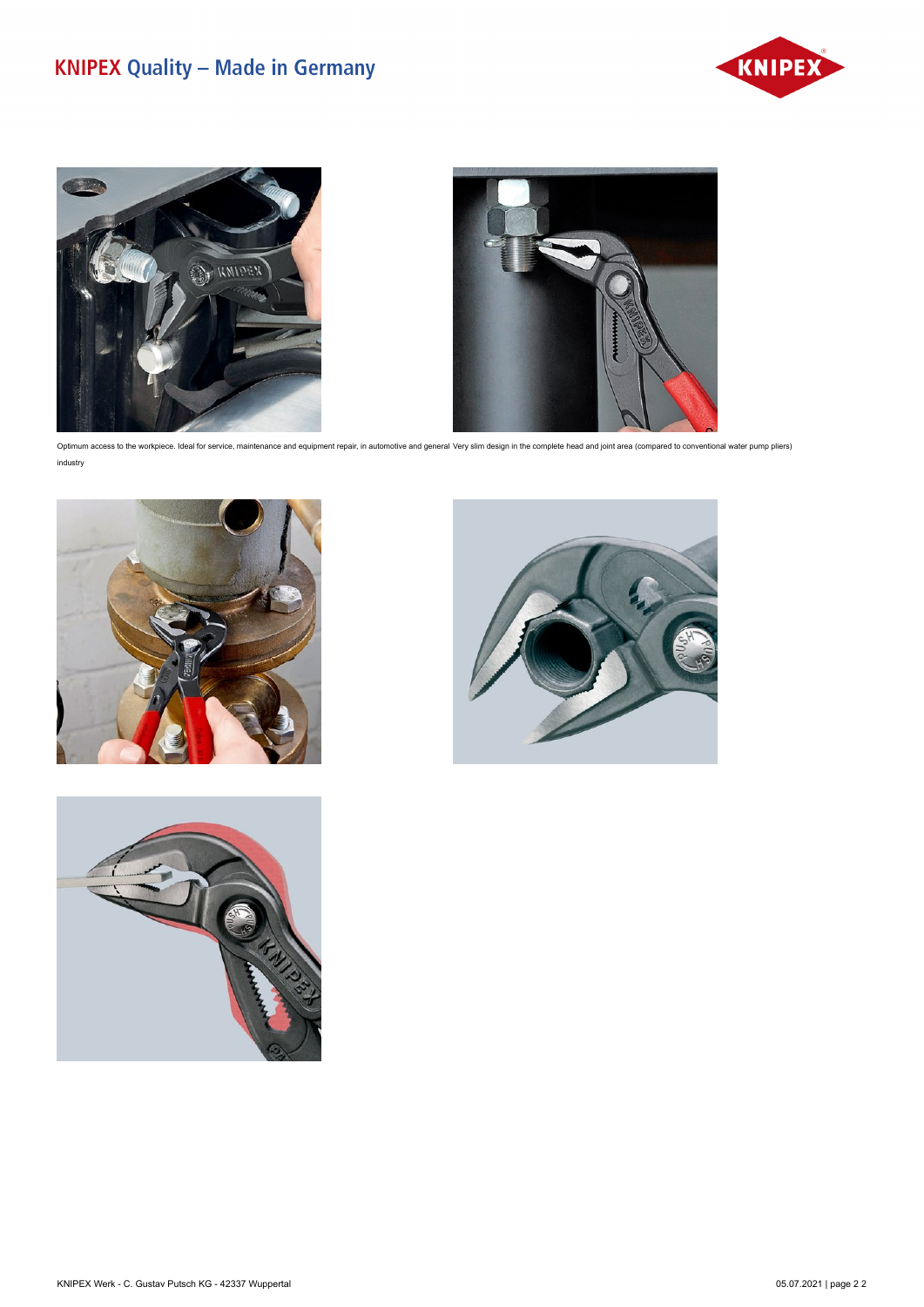Optimum access to the workpiece. Ideal for service, maintenance and equipment repair, in automotive and general industry

Very slim design in the complete head and joint area (compared to conventional water pump pliers)